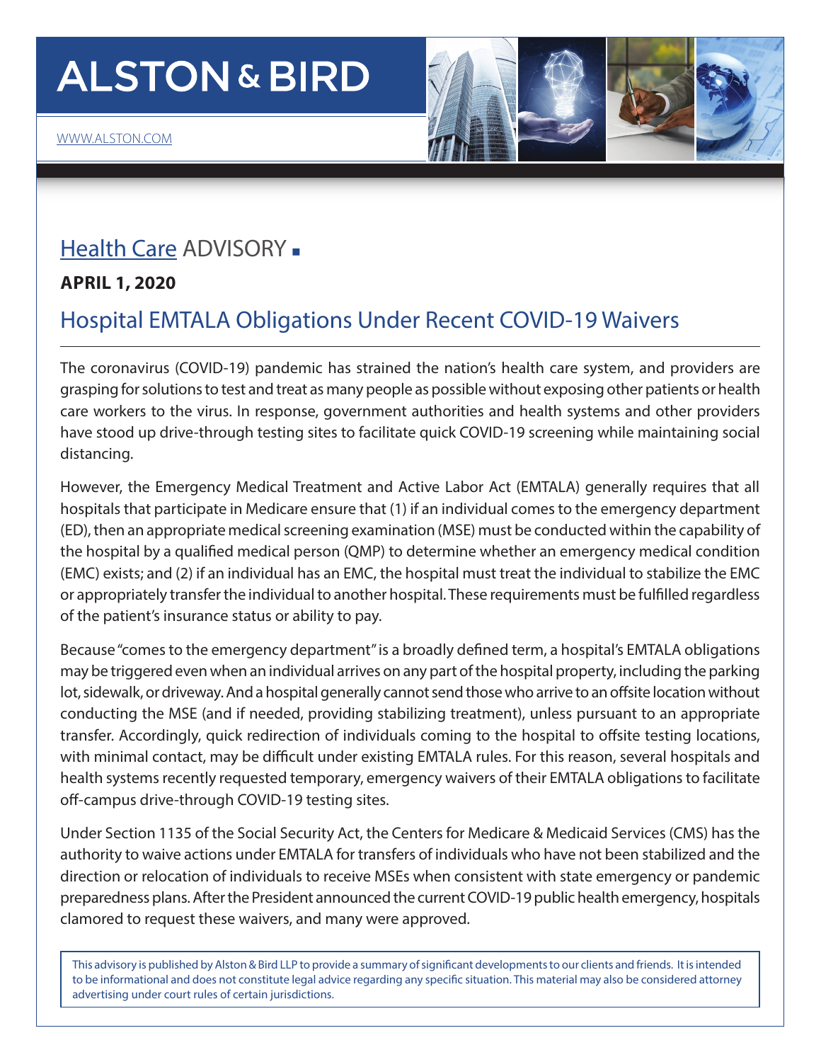# ALSTON & BIRD

WWW.ALSTON.COM

## Health Care ADVISORY ■

**APRIL 1, 2020**

# Hospital EMTALA Obligations Under Recent COVID-19 Waivers

The coronavirus (COVID-19) pandemic has strained the nation's health care system, and providers are grasping for solutions to test and treat as many people as possible without exposing other patients or health care workers to the virus. In response, government authorities and health systems and other providers have stood up drive-through testing sites to facilitate quick COVID-19 screening while maintaining social distancing.

However, the Emergency Medical Treatment and Active Labor Act (EMTALA) generally requires that all hospitals that participate in Medicare ensure that (1) if an individual comes to the emergency department (ED), then an appropriate medical screening examination (MSE) must be conducted within the capability of the hospital by a qualified medical person (QMP) to determine whether an emergency medical condition (EMC) exists; and (2) if an individual has an EMC, the hospital must treat the individual to stabilize the EMC or appropriately transfer the individual to another hospital. These requirements must be fulfilled regardless of the patient's insurance status or ability to pay.

Because "comes to the emergency department" is a broadly defined term, a hospital's EMTALA obligations may be triggered even when an individual arrives on any part of the hospital property, including the parking lot, sidewalk, or driveway. And a hospital generally cannot send those who arrive to an offsite location without conducting the MSE (and if needed, providing stabilizing treatment), unless pursuant to an appropriate transfer. Accordingly, quick redirection of individuals coming to the hospital to offsite testing locations, with minimal contact, may be difficult under existing EMTALA rules. For this reason, several hospitals and health systems recently requested temporary, emergency waivers of their EMTALA obligations to facilitate off-campus drive-through COVID-19 testing sites.

Under Section 1135 of the Social Security Act, the Centers for Medicare & Medicaid Services (CMS) has the authority to waive actions under EMTALA for transfers of individuals who have not been stabilized and the direction or relocation of individuals to receive MSEs when consistent with state emergency or pandemic preparedness plans. After the President announced the current COVID-19 public health emergency, hospitals clamored to request these waivers, and many were approved.

This advisory is published by Alston & Bird LLP to provide a summary of significant developments to our clients and friends. It is intended to be informational and does not constitute legal advice regarding any specific situation. This material may also be considered attorney advertising under court rules of certain jurisdictions.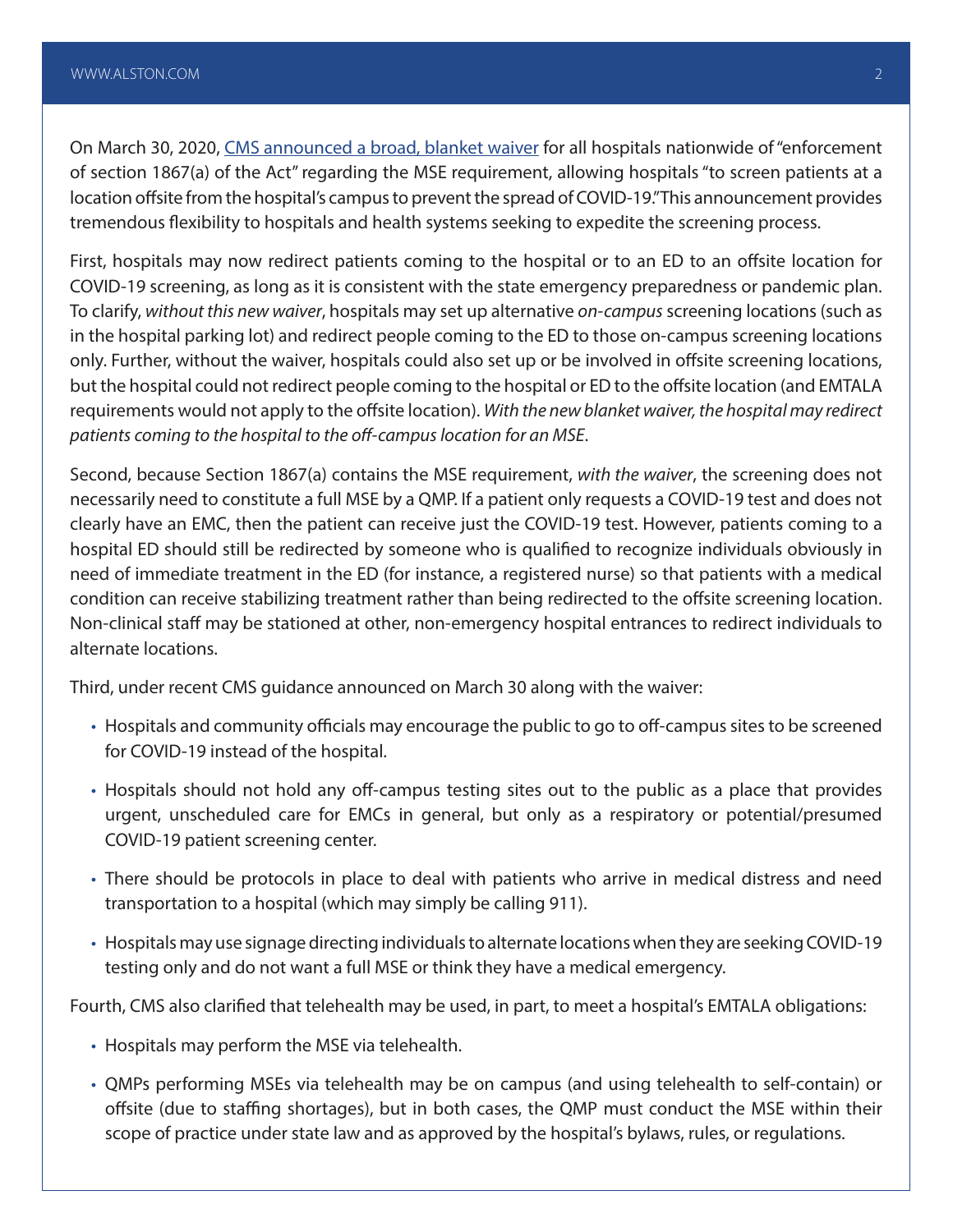On March 30, 2020, [CMS announced a broad, blanket waiver] for all hospitals nationwide of "enforcement of section 1867(a) of the Act" regarding the MSE requirement, allowing hospitals "to screen patients at a location offsite from the hospital's campus to prevent the spread of COVID-19." This announcement provides tremendous flexibility to hospitals and health systems seeking to expedite the screening process.

First, hospitals may now redirect patients coming to the hospital or to an ED to an offsite location for COVID-19 screening, as long as it is consistent with the state emergency preparedness or pandemic plan. To clarify, *without this new waiver*, hospitals may set up alternative *on-campus* screening locations (such as in the hospital parking lot) and redirect people coming to the ED to those on-campus screening locations only. Further, without the waiver, hospitals could also set up or be involved in offsite screening locations, but the hospital could not redirect people coming to the hospital or ED to the offsite location (and EMTALA requirements would not apply to the offsite location). *With the new blanket waiver, the hospital may redirect patients coming to the hospital to the off-campus location for an MSE*.

Second, because Section 1867(a) contains the MSE requirement, *with the waiver*, the screening does not necessarily need to constitute a full MSE by a QMP. If a patient only requests a COVID-19 test and does not clearly have an EMC, then the patient can receive just the COVID-19 test. However, patients coming to a hospital ED should still be redirected by someone who is qualified to recognize individuals obviously in need of immediate treatment in the ED (for instance, a registered nurse) so that patients with a medical condition can receive stabilizing treatment rather than being redirected to the offsite screening location. Non-clinical staff may be stationed at other, non-emergency hospital entrances to redirect individuals to alternate locations.

Third, under recent CMS guidance announced on March 30 along with the waiver:

- Hospitals and community officials may encourage the public to go to off-campus sites to be screened for COVID-19 instead of the hospital.
- Hospitals should not hold any off-campus testing sites out to the public as a place that provides urgent, unscheduled care for EMCs in general, but only as a respiratory or potential/presumed COVID-19 patient screening center.
- There should be protocols in place to deal with patients who arrive in medical distress and need transportation to a hospital (which may simply be calling 911).
- Hospitals may use signage directing individuals to alternate locations when they are seeking COVID-19 testing only and do not want a full MSE or think they have a medical emergency.

Fourth, CMS also clarified that telehealth may be used, in part, to meet a hospital's EMTALA obligations:

- Hospitals may perform the MSE via telehealth.
- QMPs performing MSEs via telehealth may be on campus (and using telehealth to self-contain) or offsite (due to staffing shortages), but in both cases, the QMP must conduct the MSE within their scope of practice under state law and as approved by the hospital's bylaws, rules, or regulations.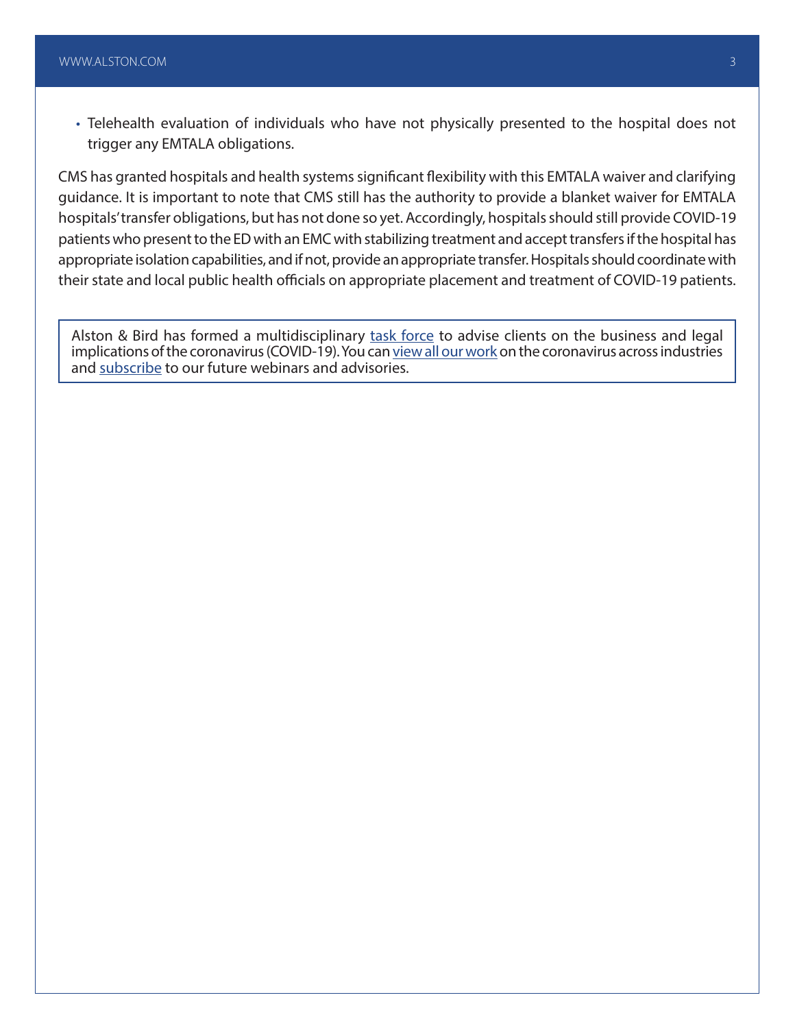- Telehealth evaluation of individuals who have not physically presented to the hospital does not trigger any EMTALA obligations.

CMS has granted hospitals and health systems significant flexibility with this EMTALA waiver and clarifying guidance. It is important to note that CMS still has the authority to provide a blanket waiver for EMTALA hospitals' transfer obligations, but has not done so yet. Accordingly, hospitals should still provide COVID-19 patients who present to the ED with an EMC with stabilizing treatment and accept transfers if the hospital has appropriate isolation capabilities, and if not, provide an appropriate transfer. Hospitals should coordinate with their state and local public health officials on appropriate placement and treatment of COVID-19 patients.

> Alston & Bird has formed a multidisciplinary task force to advise clients on the business and legal implications of the coronavirus (COVID-19). You can view all our work on the coronavirus across industries and subscribe to our future webinars and advisories.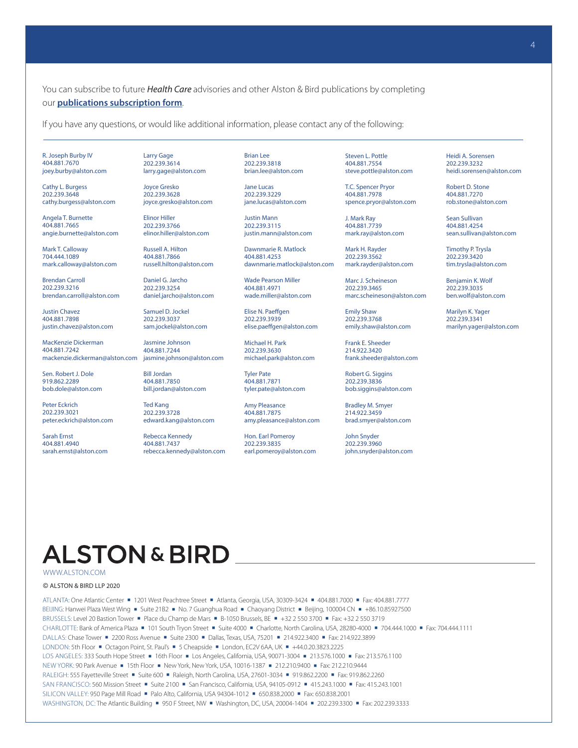You can subscribe to future ***Health Care*** advisories and other Alston & Bird publications by completing our **publications subscription form**.

If you have any questions, or would like additional information, please contact any of the following:

R. Joseph Burby IV
404.881.7670
joey.burby@alston.com

Cathy L. Burgess
202.239.3648
cathy.burgess@alston.com

Angela T. Burnette
404.881.7665
angie.burnette@alston.com

Mark T. Calloway
704.444.1089
mark.calloway@alston.com

Brendan Carroll
202.239.3216
brendan.carroll@alston.com

Justin Chavez
404.881.7898
justin.chavez@alston.com

MacKenzie Dickerman
404.881.7242
mackenzie.dickerman@alston.com

Sen. Robert J. Dole
919.862.2289
bob.dole@alston.com

Peter Eckrich
202.239.3021
peter.eckrich@alston.com

Sarah Ernst
404.881.4940
sarah.ernst@alston.com

Larry Gage
202.239.3614
larry.gage@alston.com

Joyce Gresko
202.239.3628
joyce.gresko@alston.com

Elinor Hiller
202.239.3766
elinor.hiller@alston.com

Russell A. Hilton
404.881.7866
russell.hilton@alston.com

Daniel G. Jarcho
202.239.3254
daniel.jarcho@alston.com

Samuel D. Jockel
202.239.3037
sam.jockel@alston.com

Jasmine Johnson
404.881.7244
jasmine.johnson@alston.com

Bill Jordan
404.881.7850
bill.jordan@alston.com

Ted Kang
202.239.3728
edward.kang@alston.com

Rebecca Kennedy
404.881.7437
rebecca.kennedy@alston.com

Brian Lee
202.239.3818
brian.lee@alston.com

Jane Lucas
202.239.3229
jane.lucas@alston.com

Justin Mann
202.239.3115
justin.mann@alston.com

Dawnmarie R. Matlock
404.881.4253
dawnmarie.matlock@alston.com

Wade Pearson Miller
404.881.4971
wade.miller@alston.com

Elise N. Paeffgen
202.239.3939
elise.paeffgen@alston.com

Michael H. Park
202.239.3630
michael.park@alston.com

Tyler Pate
404.881.7871
tyler.pate@alston.com

Amy Pleasance
404.881.7875
amy.pleasance@alston.com

Hon. Earl Pomeroy
202.239.3835
earl.pomeroy@alston.com

Steven L. Pottle
404.881.7554
steve.pottle@alston.com

T.C. Spencer Pryor
404.881.7978
spence.pryor@alston.com

J. Mark Ray
404.881.7739
mark.ray@alston.com

Mark H. Rayder
202.239.3562
mark.rayder@alston.com

Marc J. Scheineson
202.239.3465
marc.scheineson@alston.com

Emily Shaw
202.239.3768
emily.shaw@alston.com

Frank E. Sheeder
214.922.3420
frank.sheeder@alston.com

Robert G. Siggins
202.239.3836
bob.siggins@alston.com

Bradley M. Smyer
214.922.3459
brad.smyer@alston.com

John Snyder
202.239.3960
john.snyder@alston.com

Heidi A. Sorensen
202.239.3232
heidi.sorensen@alston.com

Robert D. Stone
404.881.7270
rob.stone@alston.com

Sean Sullivan
404.881.4254
sean.sullivan@alston.com

Timothy P. Trysla
202.239.3420
tim.trysla@alston.com

Benjamin K. Wolf
202.239.3035
ben.wolf@alston.com

Marilyn K. Yager
202.239.3341
marilyn.yager@alston.com

# ALSTON & BIRD

WWW.ALSTON.COM

© ALSTON & BIRD LLP 2020

ATLANTA: One Atlantic Center ▪ 1201 West Peachtree Street ▪ Atlanta, Georgia, USA, 30309-3424 ▪ 404.881.7000 ▪ Fax: 404.881.7777
BEIJING: Hanwei Plaza West Wing ▪ Suite 21B2 ▪ No. 7 Guanghua Road ▪ Chaoyang District ▪ Beijing, 100004 CN ▪ +86.10.85927500
BRUSSELS: Level 20 Bastion Tower ▪ Place du Champ de Mars ▪ B-1050 Brussels, BE ▪ +32 2 550 3700 ▪ Fax: +32 2 550 3719
CHARLOTTE: Bank of America Plaza ▪ 101 South Tryon Street ▪ Suite 4000 ▪ Charlotte, North Carolina, USA, 28280-4000 ▪ 704.444.1000 ▪ Fax: 704.444.1111
DALLAS: Chase Tower ▪ 2200 Ross Avenue ▪ Suite 2300 ▪ Dallas, Texas, USA, 75201 ▪ 214.922.3400 ▪ Fax: 214.922.3899
LONDON: 5th Floor ▪ Octagon Point, St. Paul's ▪ 5 Cheapside ▪ London, EC2V 6AA, UK ▪ +44.0.20.3823.2225
LOS ANGELES: 333 South Hope Street ▪ 16th Floor ▪ Los Angeles, California, USA, 90071-3004 ▪ 213.576.1000 ▪ Fax: 213.576.1100
NEW YORK: 90 Park Avenue ▪ 15th Floor ▪ New York, New York, USA, 10016-1387 ▪ 212.210.9400 ▪ Fax: 212.210.9444
RALEIGH: 555 Fayetteville Street ▪ Suite 600 ▪ Raleigh, North Carolina, USA, 27601-3034 ▪ 919.862.2200 ▪ Fax: 919.862.2260
SAN FRANCISCO: 560 Mission Street ▪ Suite 2100 ▪ San Francisco, California, USA, 94105-0912 ▪ 415.243.1000 ▪ Fax: 415.243.1001
SILICON VALLEY: 950 Page Mill Road ▪ Palo Alto, California, USA 94304-1012 ▪ 650.838.2000 ▪ Fax: 650.838.2001
WASHINGTON, DC: The Atlantic Building ▪ 950 F Street, NW ▪ Washington, DC, USA, 20004-1404 ▪ 202.239.3300 ▪ Fax: 202.239.3333